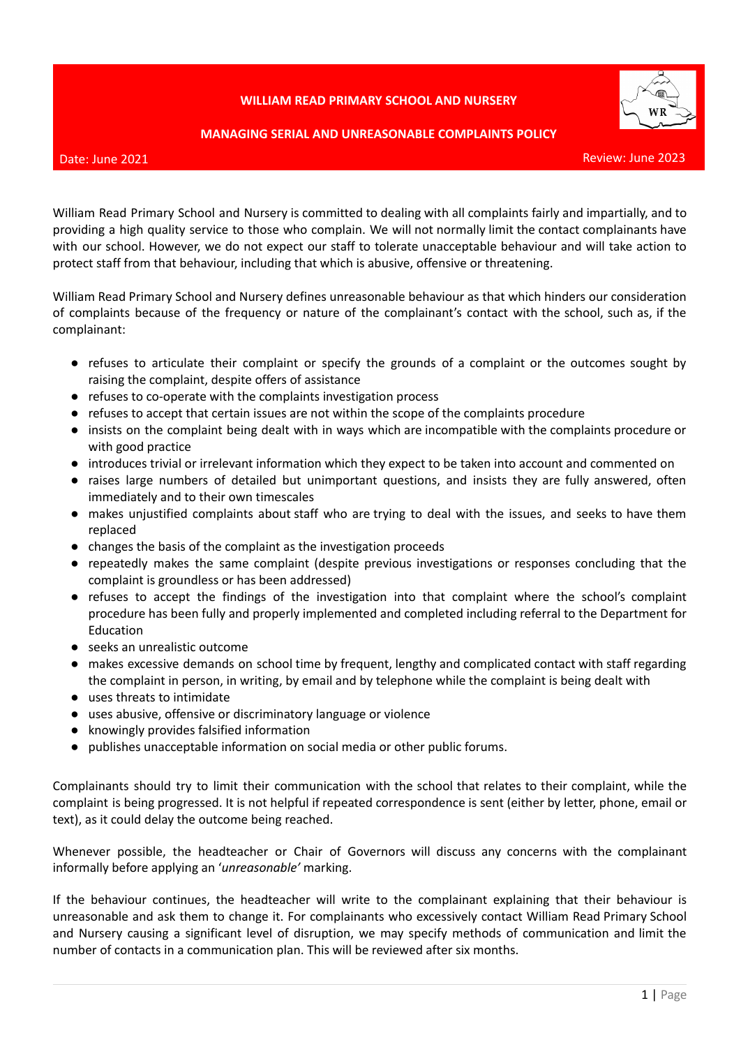# WILLIAM READ PRIMARY SCHOOL AND NURSERY

## MANAGING SERIAL AND UNREASONABLE COMPLAINTS POLICY

Date: June 2021 | Review: June 2023

William Read Primary School and Nursery is committed to dealing with all complaints fairly and impartially, and to providing a high quality service to those who complain. We will not normally limit the contact complainants have with our school. However, we do not expect our staff to tolerate unacceptable behaviour and will take action to protect staff from that behaviour, including that which is abusive, offensive or threatening.

William Read Primary School and Nursery defines unreasonable behaviour as that which hinders our consideration of complaints because of the frequency or nature of the complainant's contact with the school, such as, if the complainant:

- refuses to articulate their complaint or specify the grounds of a complaint or the outcomes sought by raising the complaint, despite offers of assistance
- refuses to co-operate with the complaints investigation process
- refuses to accept that certain issues are not within the scope of the complaints procedure
- insists on the complaint being dealt with in ways which are incompatible with the complaints procedure or with good practice
- introduces trivial or irrelevant information which they expect to be taken into account and commented on
- raises large numbers of detailed but unimportant questions, and insists they are fully answered, often immediately and to their own timescales
- makes unjustified complaints about staff who are trying to deal with the issues, and seeks to have them replaced
- changes the basis of the complaint as the investigation proceeds
- repeatedly makes the same complaint (despite previous investigations or responses concluding that the complaint is groundless or has been addressed)
- refuses to accept the findings of the investigation into that complaint where the school's complaint procedure has been fully and properly implemented and completed including referral to the Department for Education
- seeks an unrealistic outcome
- makes excessive demands on school time by frequent, lengthy and complicated contact with staff regarding the complaint in person, in writing, by email and by telephone while the complaint is being dealt with
- uses threats to intimidate
- uses abusive, offensive or discriminatory language or violence
- knowingly provides falsified information
- publishes unacceptable information on social media or other public forums.

Complainants should try to limit their communication with the school that relates to their complaint, while the complaint is being progressed. It is not helpful if repeated correspondence is sent (either by letter, phone, email or text), as it could delay the outcome being reached.

Whenever possible, the headteacher or Chair of Governors will discuss any concerns with the complainant informally before applying an '*unreasonable*' marking.

If the behaviour continues, the headteacher will write to the complainant explaining that their behaviour is unreasonable and ask them to change it. For complainants who excessively contact William Read Primary School and Nursery causing a significant level of disruption, we may specify methods of communication and limit the number of contacts in a communication plan. This will be reviewed after six months.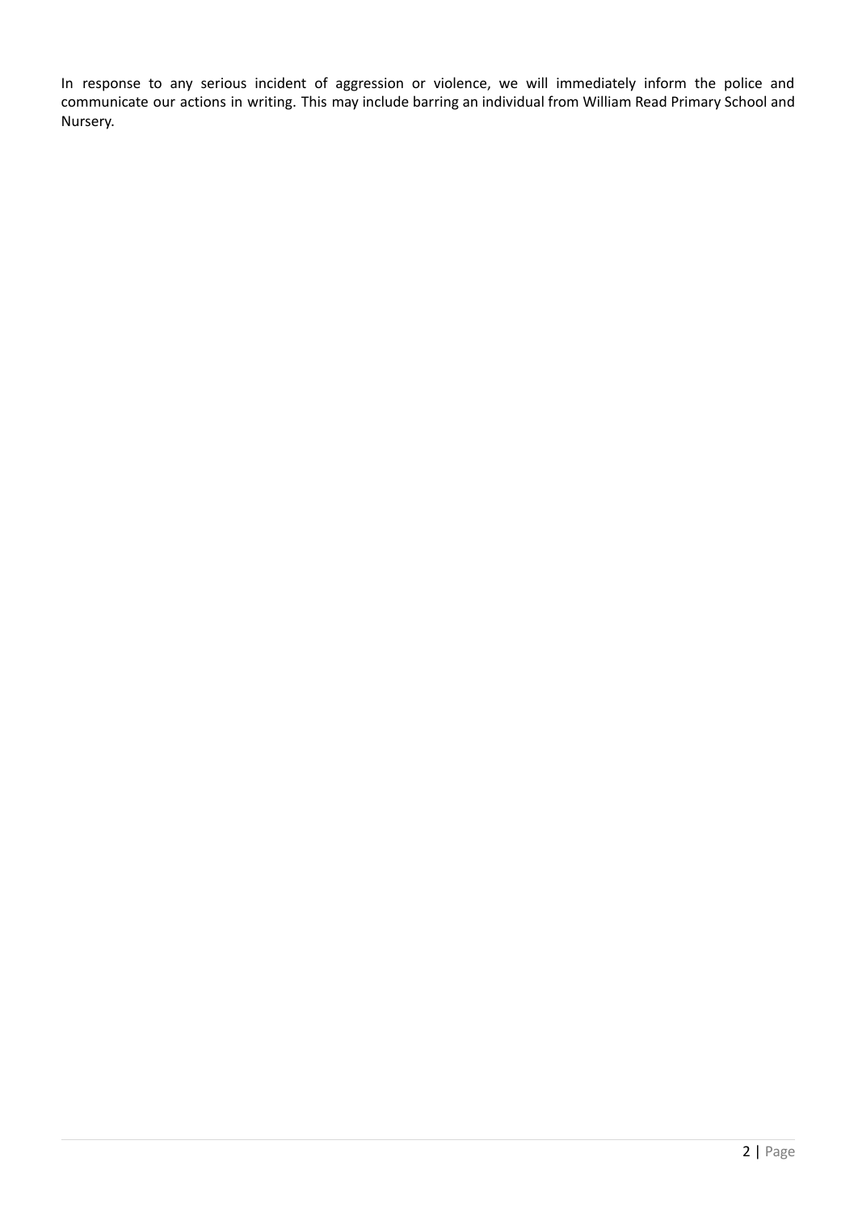In response to any serious incident of aggression or violence, we will immediately inform the police and communicate our actions in writing. This may include barring an individual from William Read Primary School and Nursery.